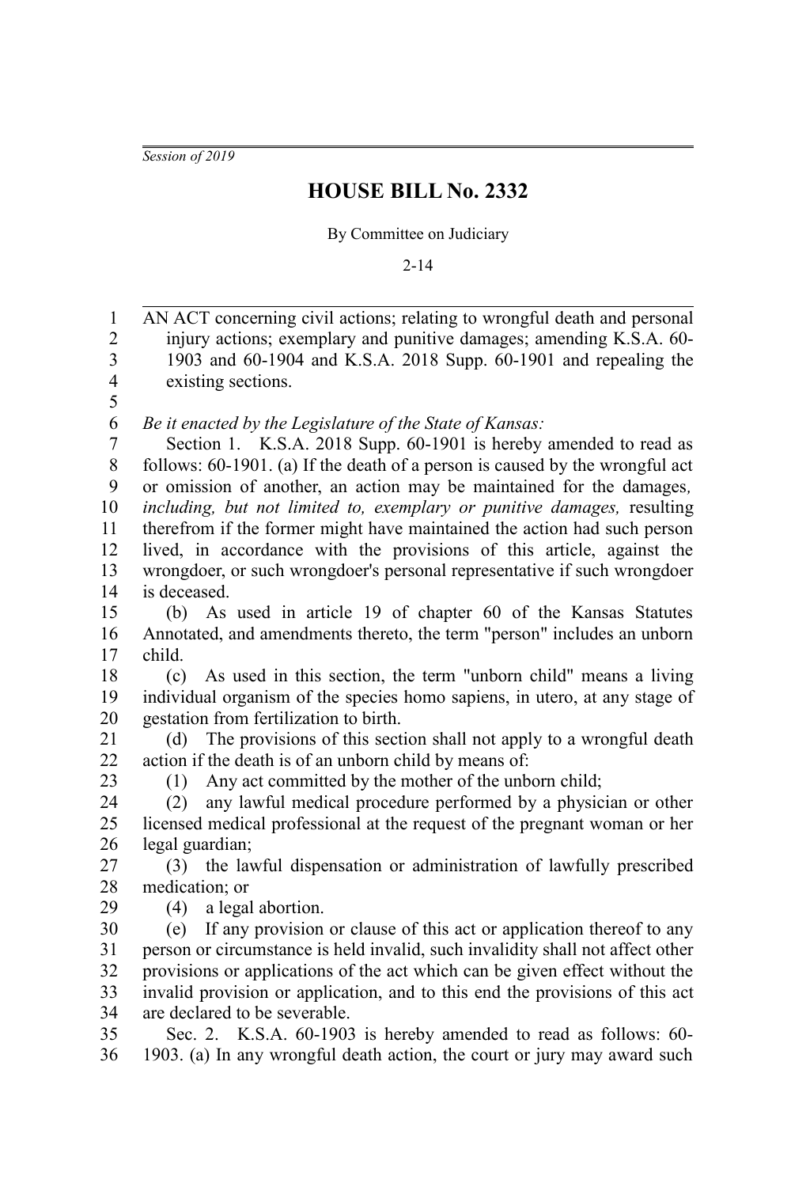*Session of 2019*

# HOUSE BILL No. 2332

By Committee on Judiciary

2-14

AN ACT concerning civil actions; relating to wrongful death and personal injury actions; exemplary and punitive damages; amending K.S.A. 60-1903 and 60-1904 and K.S.A. 2018 Supp. 60-1901 and repealing the existing sections.

*Be it enacted by the Legislature of the State of Kansas:*

Section 1. K.S.A. 2018 Supp. 60-1901 is hereby amended to read as follows: 60-1901. (a) If the death of a person is caused by the wrongful act or omission of another, an action may be maintained for the damages*, including, but not limited to, exemplary or punitive damages,* resulting therefrom if the former might have maintained the action had such person lived, in accordance with the provisions of this article, against the wrongdoer, or such wrongdoer's personal representative if such wrongdoer is deceased.

(b) As used in article 19 of chapter 60 of the Kansas Statutes Annotated, and amendments thereto, the term "person" includes an unborn child.

(c) As used in this section, the term "unborn child" means a living individual organism of the species homo sapiens, in utero, at any stage of gestation from fertilization to birth.

(d) The provisions of this section shall not apply to a wrongful death action if the death is of an unborn child by means of:

(1) Any act committed by the mother of the unborn child;

(2) any lawful medical procedure performed by a physician or other licensed medical professional at the request of the pregnant woman or her legal guardian;

(3) the lawful dispensation or administration of lawfully prescribed medication; or

(4) a legal abortion.

(e) If any provision or clause of this act or application thereof to any person or circumstance is held invalid, such invalidity shall not affect other provisions or applications of the act which can be given effect without the invalid provision or application, and to this end the provisions of this act are declared to be severable.

Sec. 2. K.S.A. 60-1903 is hereby amended to read as follows: 60-1903. (a) In any wrongful death action, the court or jury may award such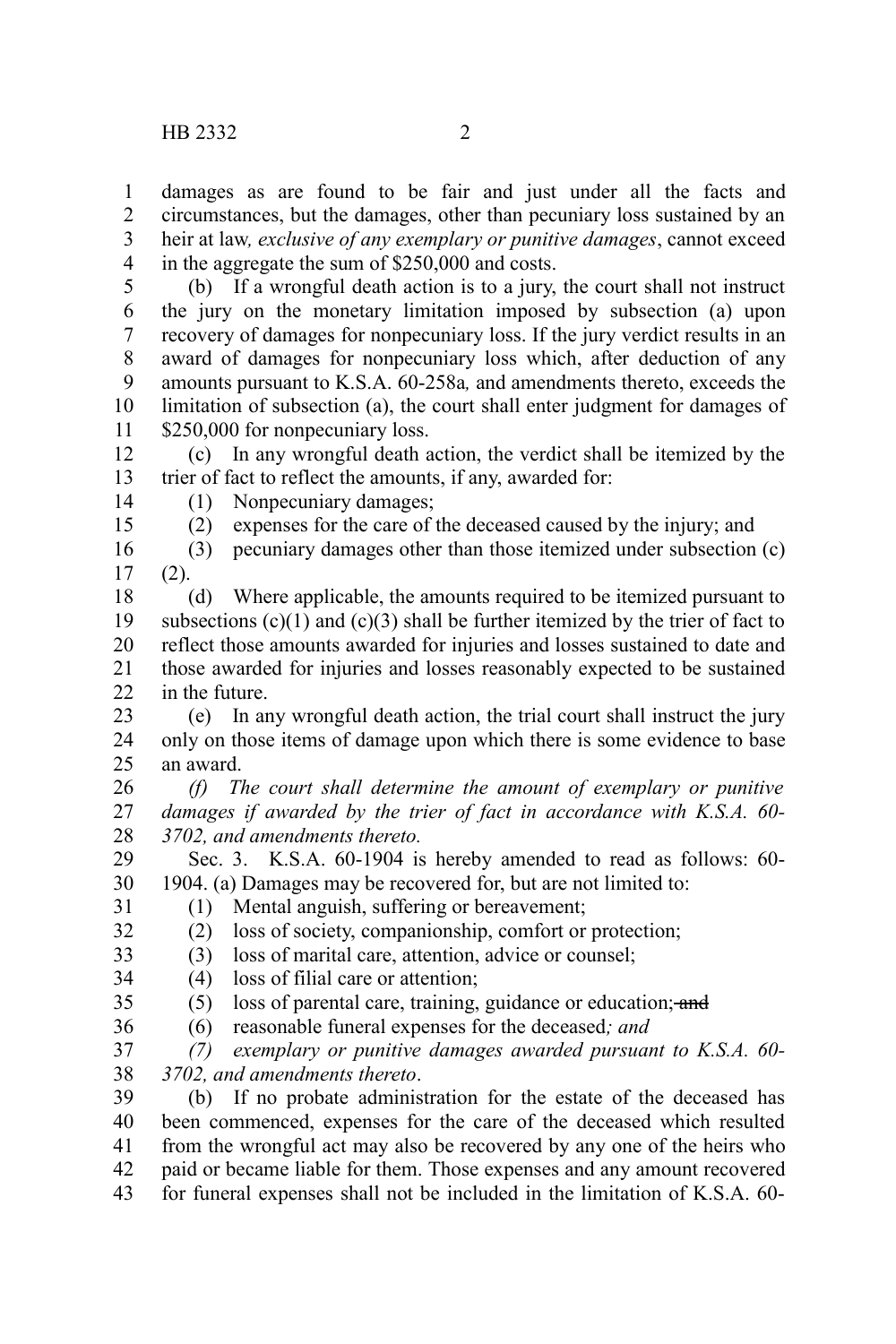damages as are found to be fair and just under all the facts and circumstances, but the damages, other than pecuniary loss sustained by an heir at law*, exclusive of any exemplary or punitive damages*, cannot exceed in the aggregate the sum of $250,000 and costs.

(b) If a wrongful death action is to a jury, the court shall not instruct the jury on the monetary limitation imposed by subsection (a) upon recovery of damages for nonpecuniary loss. If the jury verdict results in an award of damages for nonpecuniary loss which, after deduction of any amounts pursuant to K.S.A. 60-258a, and amendments thereto, exceeds the limitation of subsection (a), the court shall enter judgment for damages of $250,000 for nonpecuniary loss.

(c) In any wrongful death action, the verdict shall be itemized by the trier of fact to reflect the amounts, if any, awarded for:

(1) Nonpecuniary damages;

(2) expenses for the care of the deceased caused by the injury; and

(3) pecuniary damages other than those itemized under subsection (c)(2).

(d) Where applicable, the amounts required to be itemized pursuant to subsections (c)(1) and (c)(3) shall be further itemized by the trier of fact to reflect those amounts awarded for injuries and losses sustained to date and those awarded for injuries and losses reasonably expected to be sustained in the future.

(e) In any wrongful death action, the trial court shall instruct the jury only on those items of damage upon which there is some evidence to base an award.

*(f) The court shall determine the amount of exemplary or punitive damages if awarded by the trier of fact in accordance with K.S.A. 60-3702, and amendments thereto.*

Sec. 3. K.S.A. 60-1904 is hereby amended to read as follows: 60-1904. (a) Damages may be recovered for, but are not limited to:

(1) Mental anguish, suffering or bereavement;

(2) loss of society, companionship, comfort or protection;

(3) loss of marital care, attention, advice or counsel;

(4) loss of filial care or attention;

(5) loss of parental care, training, guidance or education; ~~and~~

(6) reasonable funeral expenses for the deceased*; and*

*(7) exemplary or punitive damages awarded pursuant to K.S.A. 60-3702, and amendments thereto*.

(b) If no probate administration for the estate of the deceased has been commenced, expenses for the care of the deceased which resulted from the wrongful act may also be recovered by any one of the heirs who paid or became liable for them. Those expenses and any amount recovered for funeral expenses shall not be included in the limitation of K.S.A. 60-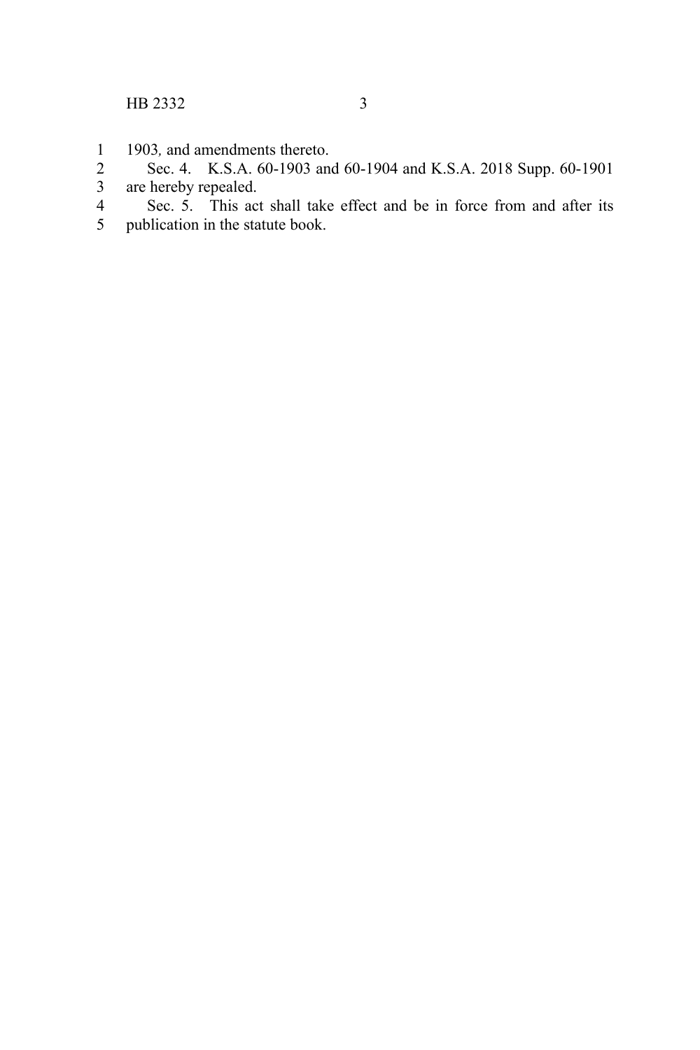1903, and amendments thereto.

Sec. 4. K.S.A. 60-1903 and 60-1904 and K.S.A. 2018 Supp. 60-1901 are hereby repealed.

Sec. 5. This act shall take effect and be in force from and after its publication in the statute book.